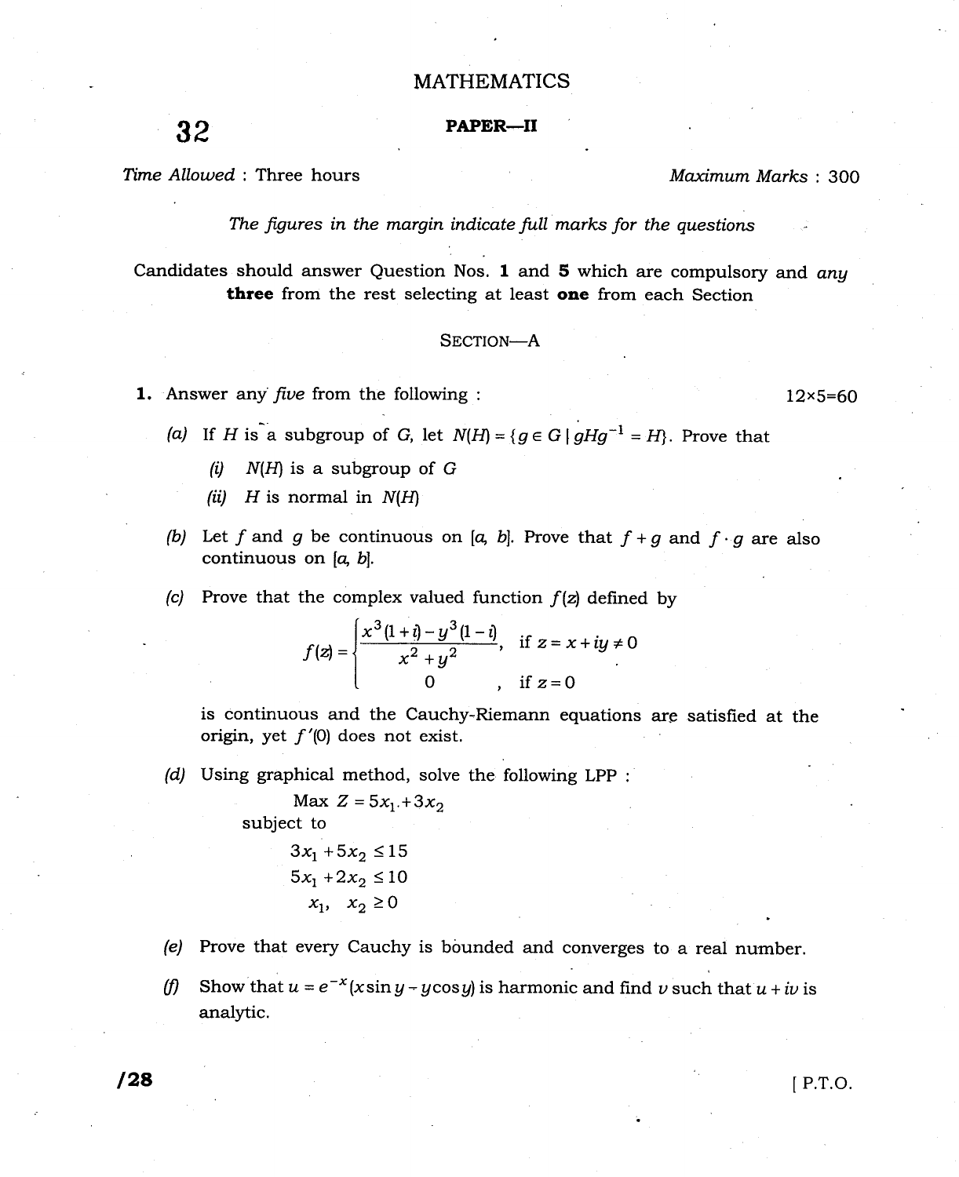# MATHEMATICS

**32** 

**PAPER—II**

*Time Allowed* : Three hours *Maximum Marks* : 300

*The figures in the margin indicate full marks for the questions*

Candidates should answer Question Nos. **1** and **5** which are compulsory and *any* **three** from the rest selecting at least **one** from each Section

## SECTION—A

**1.** Answer any *five* from the following : 12×5=60

*(a)* If $H$ is a subgroup of $G$, let $N(H) = \{g \in G \mid gHg^{-1} = H\}$. Prove that

*(i)* $N(H)$ is a subgroup of $G$

*(ii)* $H$ is normal in $N(H)$

*(b)* Let $f$ and $g$ be continuous on $[a, b]$. Prove that $f + g$ and $f \cdot g$ are also continuous on $[a, b]$.

*(c)* Prove that the complex valued function $f(z)$ defined by

$$f(z) = \begin{cases} \dfrac{x^3(1+i) - y^3(1-i)}{x^2 + y^2}, & \text{if } z = x + iy \neq 0 \\ 0 & , \text{ if } z = 0 \end{cases}$$

is continuous and the Cauchy-Riemann equations are satisfied at the origin, yet $f'(0)$ does not exist.

*(d)* Using graphical method, solve the following LPP :

$$\text{Max } Z = 5x_1 + 3x_2$$

subject to

$$3x_1 + 5x_2 \leq 15$$
$$5x_1 + 2x_2 \leq 10$$
$$x_1, \ x_2 \geq 0$$

*(e)* Prove that every Cauchy is bounded and converges to a real number.

*(f)* Show that $u = e^{-x}(x \sin y - y \cos y)$ is harmonic and find $v$ such that $u + iv$ is analytic.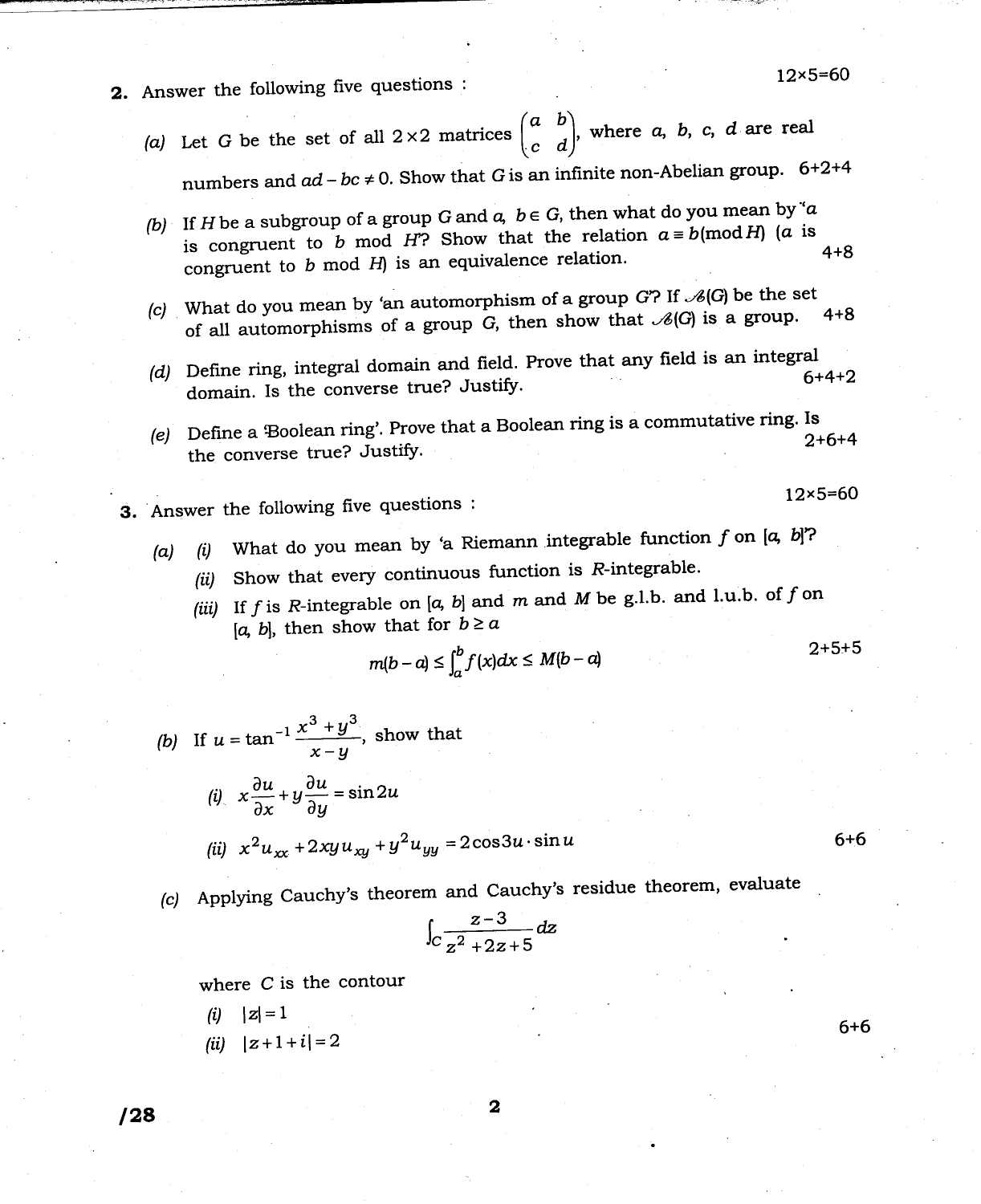**2.** Answer the following five questions : 12×5=60

*(a)* Let $G$ be the set of all $2 \times 2$ matrices $\begin{pmatrix} a & b \\ c & d \end{pmatrix}$, where $a$, $b$, $c$, $d$ are real numbers and $ad - bc \neq 0$. Show that $G$ is an infinite non-Abelian group. 6+2+4

*(b)* If $H$ be a subgroup of a group $G$ and $a$, $b \in G$, then what do you mean by '$a$ is congruent to $b$ mod $H$'? Show that the relation $a \equiv b (\text{mod } H)$ ($a$ is congruent to $b$ mod $H$) is an equivalence relation. 4+8

*(c)* What do you mean by 'an automorphism of a group $G$'? If $\mathscr{A}(G)$ be the set of all automorphisms of a group $G$, then show that $\mathscr{A}(G)$ is a group. 4+8

*(d)* Define ring, integral domain and field. Prove that any field is an integral domain. Is the converse true? Justify. 6+4+2

*(e)* Define a 'Boolean ring'. Prove that a Boolean ring is a commutative ring. Is the converse true? Justify. 2+6+4

**3.** Answer the following five questions : 12×5=60

*(a)* *(i)* What do you mean by 'a Riemann integrable function $f$ on $[a, b]$'?

*(ii)* Show that every continuous function is $R$-integrable.

*(iii)* If $f$ is $R$-integrable on $[a, b]$ and $m$ and $M$ be g.l.b. and l.u.b. of $f$ on $[a, b]$, then show that for $b \geq a$

$$m(b-a) \leq \int_a^b f(x)dx \leq M(b-a)$$

2+5+5

*(b)* If $u = \tan^{-1} \dfrac{x^3 + y^3}{x - y}$, show that

*(i)* $x\dfrac{\partial u}{\partial x} + y\dfrac{\partial u}{\partial y} = \sin 2u$

*(ii)* $x^2 u_{xx} + 2xy u_{xy} + y^2 u_{yy} = 2\cos 3u \cdot \sin u$

6+6

*(c)* Applying Cauchy's theorem and Cauchy's residue theorem, evaluate

$$\int_C \frac{z-3}{z^2 + 2z + 5} dz$$

where $C$ is the contour

*(i)* $|z| = 1$

*(ii)* $|z + 1 + i| = 2$

6+6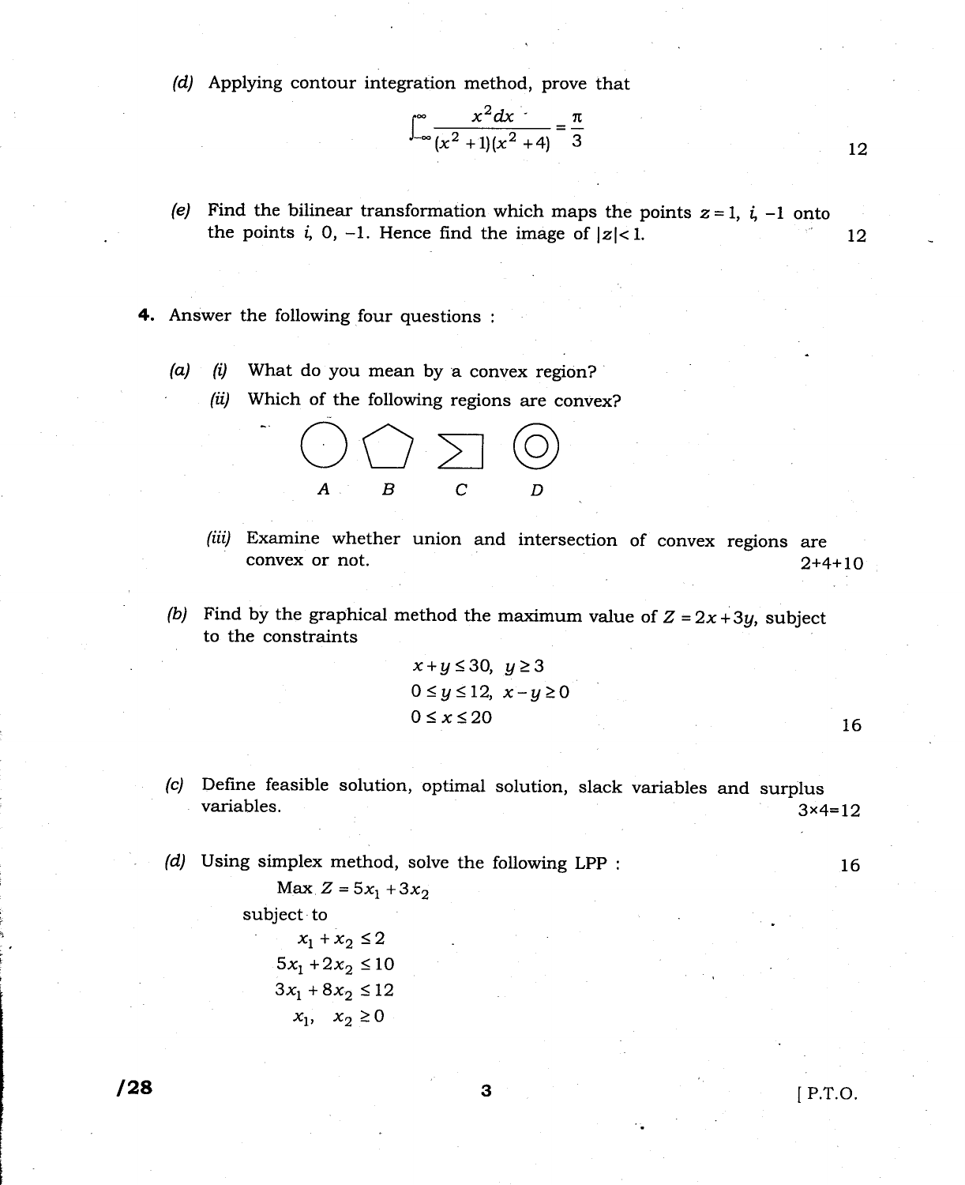(d) Applying contour integration method, prove that

$$\int_{-\infty}^{\infty} \frac{x^2 dx}{(x^2+1)(x^2+4)} = \frac{\pi}{3}$$

12

(e) Find the bilinear transformation which maps the points $z = 1, i, -1$ onto the points $i, 0, -1$. Hence find the image of $|z| < 1$. 12

**4.** Answer the following four questions :

(a) (i) What do you mean by a convex region?

(ii) Which of the following regions are convex?

A B C D

(iii) Examine whether union and intersection of convex regions are convex or not. 2+4+10

(b) Find by the graphical method the maximum value of $Z = 2x + 3y$, subject to the constraints

$$x + y \leq 30, \; y \geq 3$$
$$0 \leq y \leq 12, \; x - y \geq 0$$
$$0 \leq x \leq 20$$

16

(c) Define feasible solution, optimal solution, slack variables and surplus variables. 3×4=12

(d) Using simplex method, solve the following LPP : 16

$$\text{Max } Z = 5x_1 + 3x_2$$

subject to

$$x_1 + x_2 \leq 2$$
$$5x_1 + 2x_2 \leq 10$$
$$3x_1 + 8x_2 \leq 12$$
$$x_1, \; x_2 \geq 0$$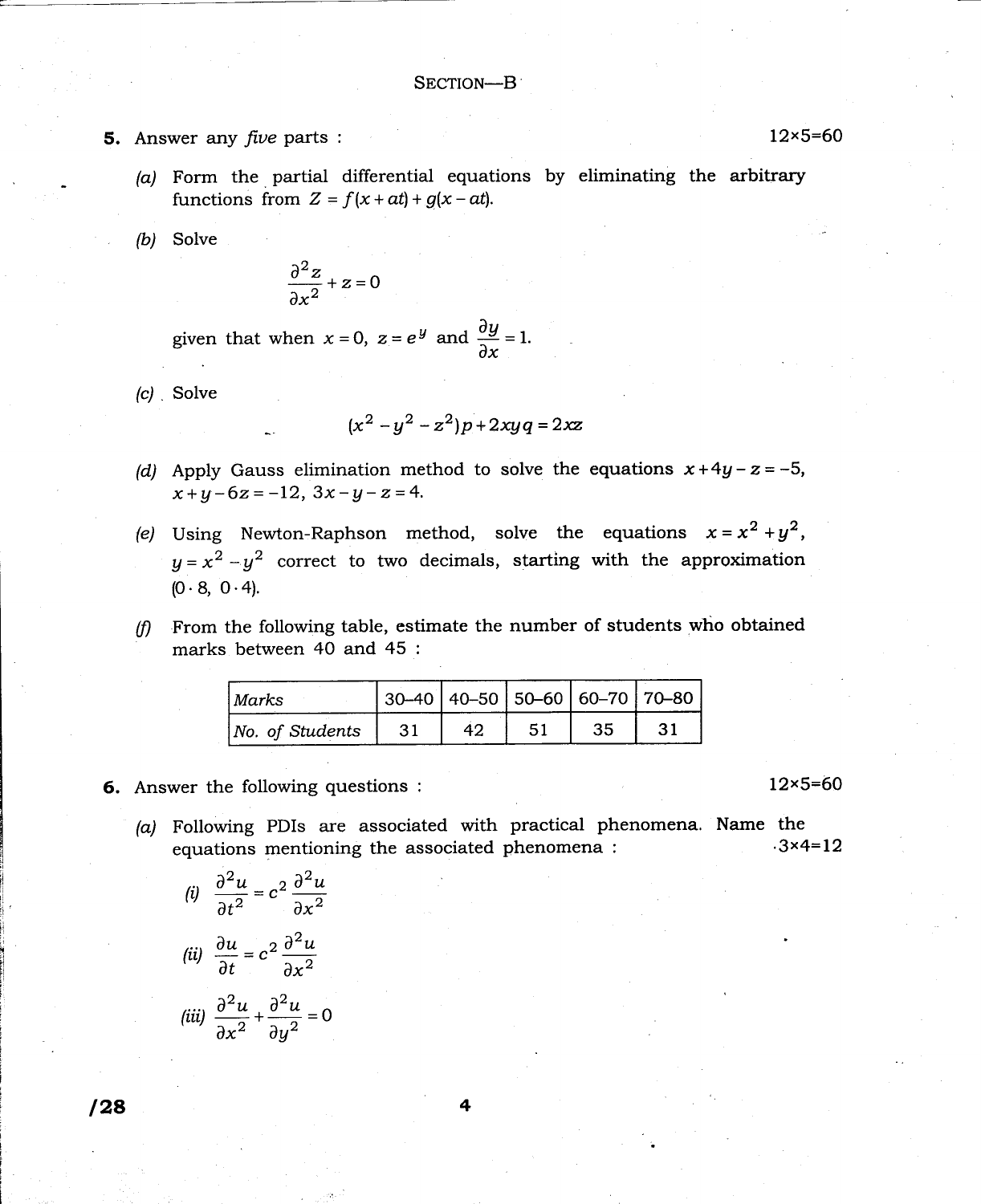## SECTION—B

**5.** Answer any *five* parts : 12×5=60

*(a)* Form the partial differential equations by eliminating the arbitrary functions from $Z = f(x+at) + g(x-at)$.

*(b)* Solve

$$\frac{\partial^2 z}{\partial x^2} + z = 0$$

given that when $x = 0$, $z = e^y$ and $\frac{\partial y}{\partial x} = 1$.

*(c)* Solve

$$(x^2 - y^2 - z^2)p + 2xyq = 2xz$$

*(d)* Apply Gauss elimination method to solve the equations $x + 4y - z = -5$, $x + y - 6z = -12$, $3x - y - z = 4$.

*(e)* Using Newton-Raphson method, solve the equations $x = x^2 + y^2$, $y = x^2 - y^2$ correct to two decimals, starting with the approximation $(0 \cdot 8,\ 0 \cdot 4)$.

*(f)* From the following table, estimate the number of students who obtained marks between 40 and 45 :

| *Marks* | 30–40 | 40–50 | 50–60 | 60–70 | 70–80 |
|---|---|---|---|---|---|
| *No. of Students* | 31 | 42 | 51 | 35 | 31 |

**6.** Answer the following questions : 12×5=60

*(a)* Following PDIs are associated with practical phenomena. Name the equations mentioning the associated phenomena : 3×4=12

*(i)* $$\frac{\partial^2 u}{\partial t^2} = c^2 \frac{\partial^2 u}{\partial x^2}$$

*(ii)* $$\frac{\partial u}{\partial t} = c^2 \frac{\partial^2 u}{\partial x^2}$$

*(iii)* $$\frac{\partial^2 u}{\partial x^2} + \frac{\partial^2 u}{\partial y^2} = 0$$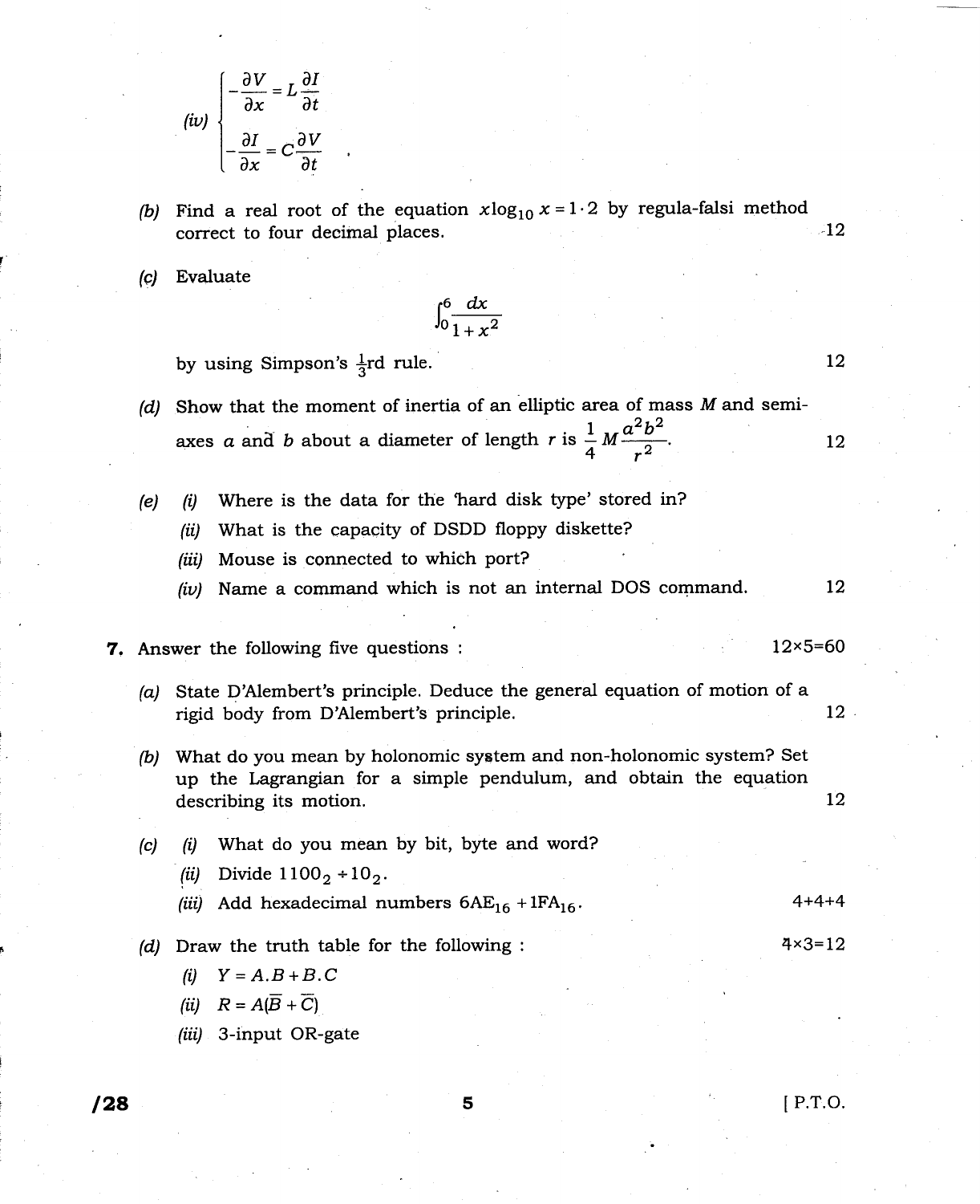(iv) $$\begin{cases} -\dfrac{\partial V}{\partial x} = L\dfrac{\partial I}{\partial t} \\ -\dfrac{\partial I}{\partial x} = C\dfrac{\partial V}{\partial t} \end{cases}$$

(b) Find a real root of the equation $x\log_{10} x = 1 \cdot 2$ by regula-falsi method correct to four decimal places. 12

(c) Evaluate

$$\int_0^6 \frac{dx}{1+x^2}$$

by using Simpson's $\frac{1}{3}$rd rule. 12

(d) Show that the moment of inertia of an elliptic area of mass $M$ and semi-axes $a$ and $b$ about a diameter of length $r$ is $\dfrac{1}{4}M\dfrac{a^2b^2}{r^2}$. 12

(e) (i) Where is the data for the 'hard disk type' stored in?

(ii) What is the capacity of DSDD floppy diskette?

(iii) Mouse is connected to which port?

(iv) Name a command which is not an internal DOS command. 12

**7.** Answer the following five questions : 12×5=60

(a) State D'Alembert's principle. Deduce the general equation of motion of a rigid body from D'Alembert's principle. 12

(b) What do you mean by holonomic system and non-holonomic system? Set up the Lagrangian for a simple pendulum, and obtain the equation describing its motion. 12

(c) (i) What do you mean by bit, byte and word?

(ii) Divide $1100_2 \div 10_2$.

(iii) Add hexadecimal numbers $6AE_{16} + 1FA_{16}$. 4+4+4

(d) Draw the truth table for the following : 4×3=12

(i) $Y = A.B + B.C$

(ii) $R = A(\overline{B} + \overline{C})$

(iii) 3-input OR-gate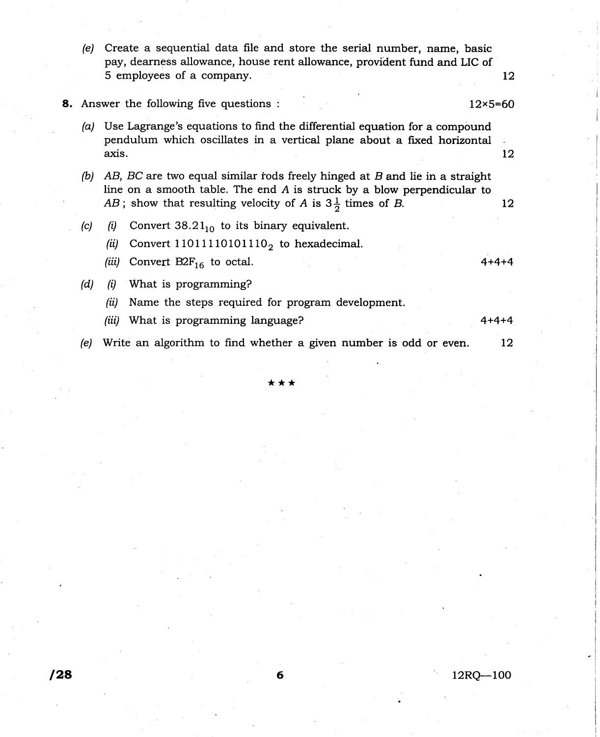(e) Create a sequential data file and store the serial number, name, basic pay, dearness allowance, house rent allowance, provident fund and LIC of 5 employees of a company. 12

**8.** Answer the following five questions : 12×5=60

(a) Use Lagrange's equations to find the differential equation for a compound pendulum which oscillates in a vertical plane about a fixed horizontal axis. 12

(b) *AB*, *BC* are two equal similar rods freely hinged at *B* and lie in a straight line on a smooth table. The end *A* is struck by a blow perpendicular to *AB*; show that resulting velocity of *A* is $3\frac{1}{2}$ times of *B*. 12

(c) (i) Convert $38.21_{10}$ to its binary equivalent.

(ii) Convert $11011110101110_2$ to hexadecimal.

(iii) Convert $B2F_{16}$ to octal. 4+4+4

(d) (i) What is programming?

(ii) Name the steps required for program development.

(iii) What is programming language? 4+4+4

(e) Write an algorithm to find whether a given number is odd or even. 12

★★★

/28 12RQ—100